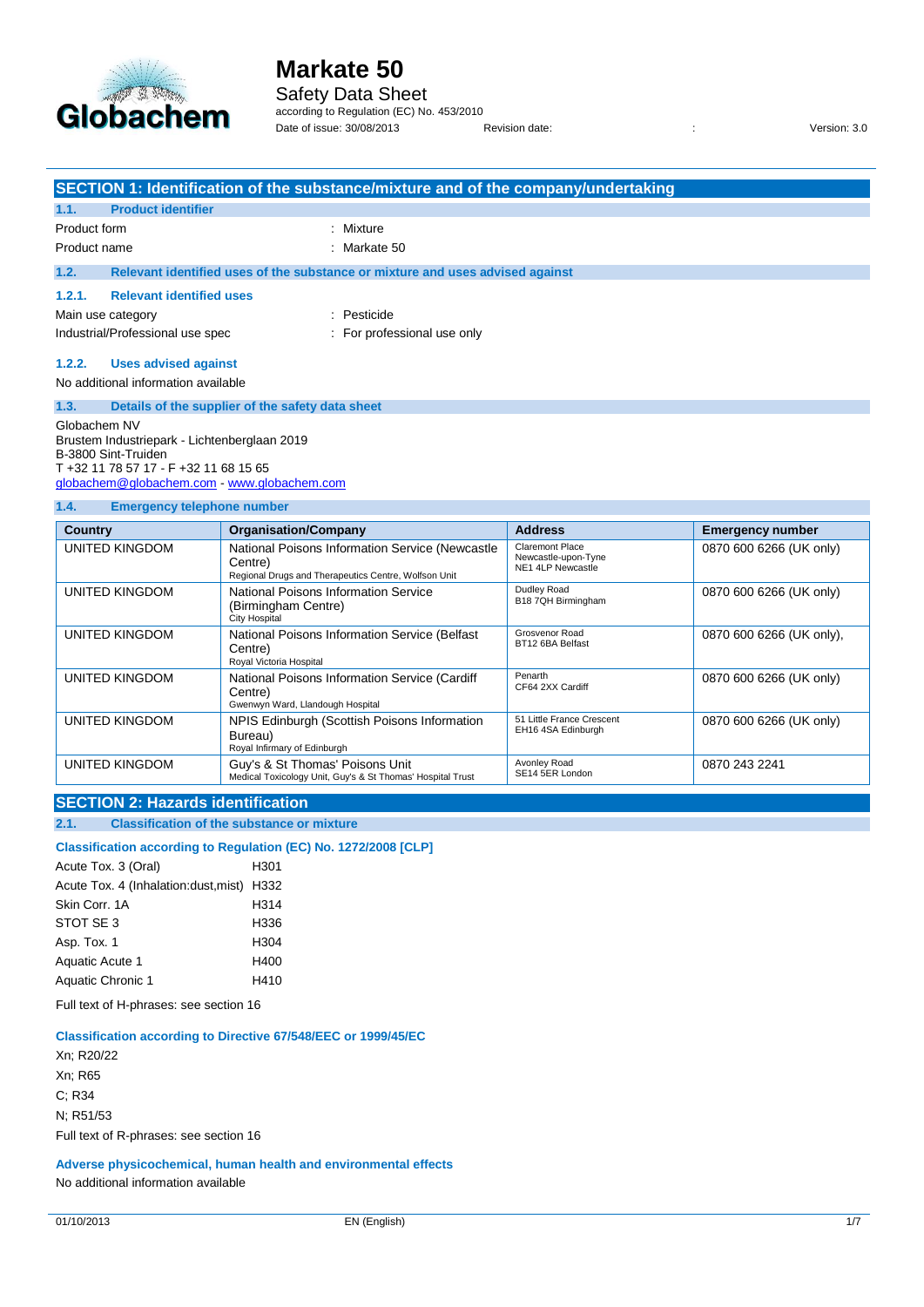# Markate 50

Safety Data Sheet

according to Regulation (EC) No. 453/2010

Date of issue: 30/08/2013 Revision date: : Version: 3.0

## SECTION 1: Identification of the substance/mixture and of the company/undertaking

### 1.1. Product identifier

Product form : Mixture

Product name : Markate 50

### 1.2. Relevant identified uses of the substance or mixture and uses advised against

#### 1.2.1. Relevant identified uses

Main use category : Pesticide

Industrial/Professional use spec : For professional use only

#### 1.2.2. Uses advised against

No additional information available

### 1.3. Details of the supplier of the safety data sheet

Globachem NV
Brustem Industriepark - Lichtenberglaan 2019
B-3800 Sint-Truiden
T +32 11 78 57 17 - F +32 11 68 15 65
globachem@globachem.com - www.globachem.com

### 1.4. Emergency telephone number

| Country | Organisation/Company | Address | Emergency number |
|---|---|---|---|
| UNITED KINGDOM | National Poisons Information Service (Newcastle Centre) Regional Drugs and Therapeutics Centre, Wolfson Unit | Claremont Place Newcastle-upon-Tyne NE1 4LP Newcastle | 0870 600 6266 (UK only) |
| UNITED KINGDOM | National Poisons Information Service (Birmingham Centre) City Hospital | Dudley Road B18 7QH Birmingham | 0870 600 6266 (UK only) |
| UNITED KINGDOM | National Poisons Information Service (Belfast Centre) Royal Victoria Hospital | Grosvenor Road BT12 6BA Belfast | 0870 600 6266 (UK only), |
| UNITED KINGDOM | National Poisons Information Service (Cardiff Centre) Gwenwyn Ward, Llandough Hospital | Penarth CF64 2XX Cardiff | 0870 600 6266 (UK only) |
| UNITED KINGDOM | NPIS Edinburgh (Scottish Poisons Information Bureau) Royal Infirmary of Edinburgh | 51 Little France Crescent EH16 4SA Edinburgh | 0870 600 6266 (UK only) |
| UNITED KINGDOM | Guy's & St Thomas' Poisons Unit Medical Toxicology Unit, Guy's & St Thomas' Hospital Trust | Avonley Road SE14 5ER London | 0870 243 2241 |

## SECTION 2: Hazards identification

### 2.1. Classification of the substance or mixture

**Classification according to Regulation (EC) No. 1272/2008 [CLP]**

| | |
|---|---|
| Acute Tox. 3 (Oral) | H301 |
| Acute Tox. 4 (Inhalation:dust,mist) | H332 |
| Skin Corr. 1A | H314 |
| STOT SE 3 | H336 |
| Asp. Tox. 1 | H304 |
| Aquatic Acute 1 | H400 |
| Aquatic Chronic 1 | H410 |

Full text of H-phrases: see section 16

**Classification according to Directive 67/548/EEC or 1999/45/EC**

Xn; R20/22

Xn; R65

C; R34

N; R51/53

Full text of R-phrases: see section 16

**Adverse physicochemical, human health and environmental effects**

No additional information available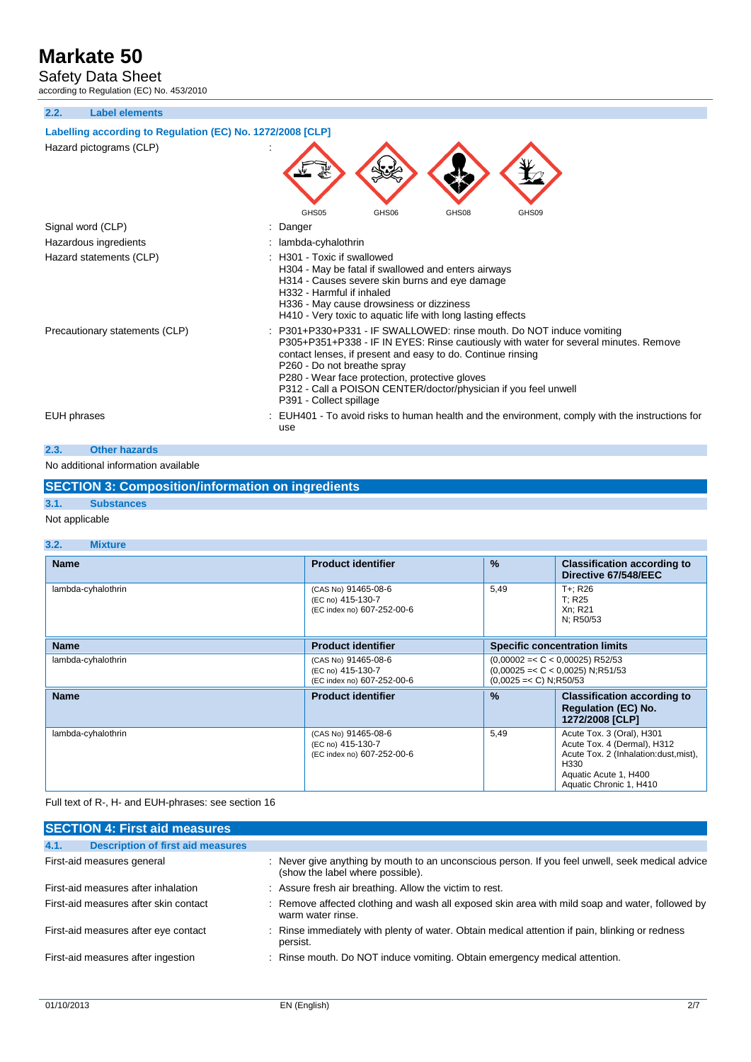### 2.2. Label elements

**Labelling according to Regulation (EC) No. 1272/2008 [CLP]**

Hazard pictograms (CLP) :

GHS05 GHS06 GHS08 GHS09

Signal word (CLP) : Danger

Hazardous ingredients : lambda-cyhalothrin

Hazard statements (CLP) : H301 - Toxic if swallowed
H304 - May be fatal if swallowed and enters airways
H314 - Causes severe skin burns and eye damage
H332 - Harmful if inhaled
H336 - May cause drowsiness or dizziness
H410 - Very toxic to aquatic life with long lasting effects

Precautionary statements (CLP) : P301+P330+P331 - IF SWALLOWED: rinse mouth. Do NOT induce vomiting
P305+P351+P338 - IF IN EYES: Rinse cautiously with water for several minutes. Remove contact lenses, if present and easy to do. Continue rinsing
P260 - Do not breathe spray
P280 - Wear face protection, protective gloves
P312 - Call a POISON CENTER/doctor/physician if you feel unwell
P391 - Collect spillage

EUH phrases : EUH401 - To avoid risks to human health and the environment, comply with the instructions for use

### 2.3. Other hazards

No additional information available

## SECTION 3: Composition/information on ingredients

### 3.1. Substances

Not applicable

### 3.2. Mixture

| Name | Product identifier | % | Classification according to Directive 67/548/EEC |
|---|---|---|---|
| lambda-cyhalothrin | (CAS No) 91465-08-6<br>(EC no) 415-130-7<br>(EC index no) 607-252-00-6 | 5,49 | T+; R26<br>T; R25<br>Xn; R21<br>N; R50/53 |

| Name | Product identifier | Specific concentration limits |
|---|---|---|
| lambda-cyhalothrin | (CAS No) 91465-08-6<br>(EC no) 415-130-7<br>(EC index no) 607-252-00-6 | (0,00002 =< C < 0,00025) R52/53<br>(0,00025 =< C < 0,0025) N;R51/53<br>(0,0025 =< C) N;R50/53 |

| Name | Product identifier | % | Classification according to Regulation (EC) No. 1272/2008 [CLP] |
|---|---|---|---|
| lambda-cyhalothrin | (CAS No) 91465-08-6<br>(EC no) 415-130-7<br>(EC index no) 607-252-00-6 | 5,49 | Acute Tox. 3 (Oral), H301<br>Acute Tox. 4 (Dermal), H312<br>Acute Tox. 2 (Inhalation:dust,mist), H330<br>Aquatic Acute 1, H400<br>Aquatic Chronic 1, H410 |

Full text of R-, H- and EUH-phrases: see section 16

## SECTION 4: First aid measures

### 4.1. Description of first aid measures

First-aid measures general : Never give anything by mouth to an unconscious person. If you feel unwell, seek medical advice (show the label where possible).

First-aid measures after inhalation : Assure fresh air breathing. Allow the victim to rest.

First-aid measures after skin contact : Remove affected clothing and wash all exposed skin area with mild soap and water, followed by warm water rinse.

First-aid measures after eye contact : Rinse immediately with plenty of water. Obtain medical attention if pain, blinking or redness persist.

First-aid measures after ingestion : Rinse mouth. Do NOT induce vomiting. Obtain emergency medical attention.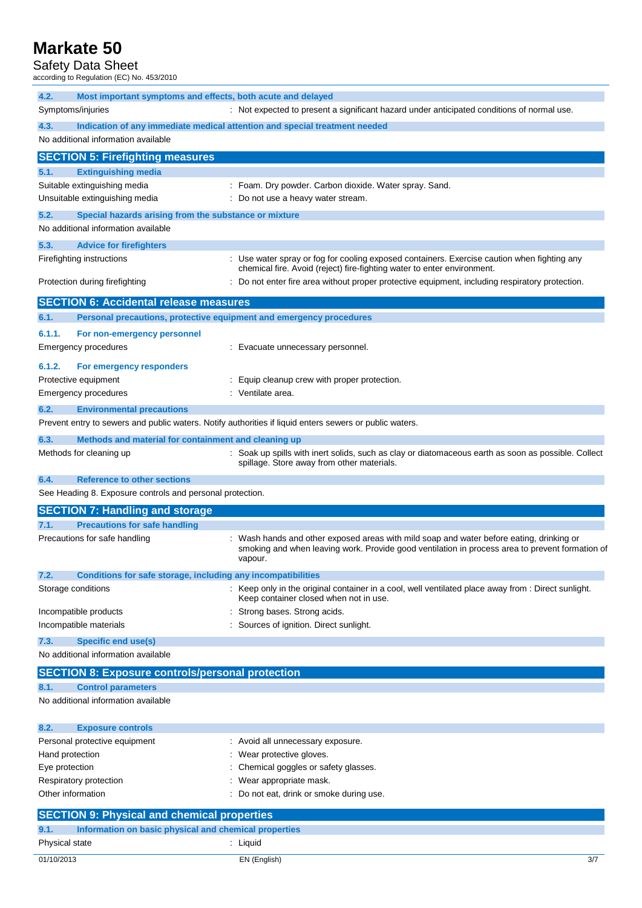### 4.2. Most important symptoms and effects, both acute and delayed

Symptoms/injuries : Not expected to present a significant hazard under anticipated conditions of normal use.

### 4.3. Indication of any immediate medical attention and special treatment needed

No additional information available

## SECTION 5: Firefighting measures

### 5.1. Extinguishing media

Suitable extinguishing media : Foam. Dry powder. Carbon dioxide. Water spray. Sand.

Unsuitable extinguishing media : Do not use a heavy water stream.

### 5.2. Special hazards arising from the substance or mixture

No additional information available

### 5.3. Advice for firefighters

Firefighting instructions : Use water spray or fog for cooling exposed containers. Exercise caution when fighting any chemical fire. Avoid (reject) fire-fighting water to enter environment.

Protection during firefighting : Do not enter fire area without proper protective equipment, including respiratory protection.

## SECTION 6: Accidental release measures

### 6.1. Personal precautions, protective equipment and emergency procedures

#### 6.1.1. For non-emergency personnel

Emergency procedures : Evacuate unnecessary personnel.

#### 6.1.2. For emergency responders

Protective equipment : Equip cleanup crew with proper protection.

Emergency procedures : Ventilate area.

### 6.2. Environmental precautions

Prevent entry to sewers and public waters. Notify authorities if liquid enters sewers or public waters.

### 6.3. Methods and material for containment and cleaning up

Methods for cleaning up : Soak up spills with inert solids, such as clay or diatomaceous earth as soon as possible. Collect spillage. Store away from other materials.

### 6.4. Reference to other sections

See Heading 8. Exposure controls and personal protection.

## SECTION 7: Handling and storage

### 7.1. Precautions for safe handling

Precautions for safe handling : Wash hands and other exposed areas with mild soap and water before eating, drinking or smoking and when leaving work. Provide good ventilation in process area to prevent formation of vapour.

### 7.2. Conditions for safe storage, including any incompatibilities

Storage conditions : Keep only in the original container in a cool, well ventilated place away from : Direct sunlight. Keep container closed when not in use.

Incompatible products : Strong bases. Strong acids.

Incompatible materials : Sources of ignition. Direct sunlight.

### 7.3. Specific end use(s)

No additional information available

## SECTION 8: Exposure controls/personal protection

### 8.1. Control parameters

No additional information available

### 8.2. Exposure controls

Personal protective equipment : Avoid all unnecessary exposure.

Hand protection : Wear protective gloves.

Eye protection : Chemical goggles or safety glasses.

Respiratory protection : Wear appropriate mask.

Other information : Do not eat, drink or smoke during use.

## SECTION 9: Physical and chemical properties

### 9.1. Information on basic physical and chemical properties

Physical state : Liquid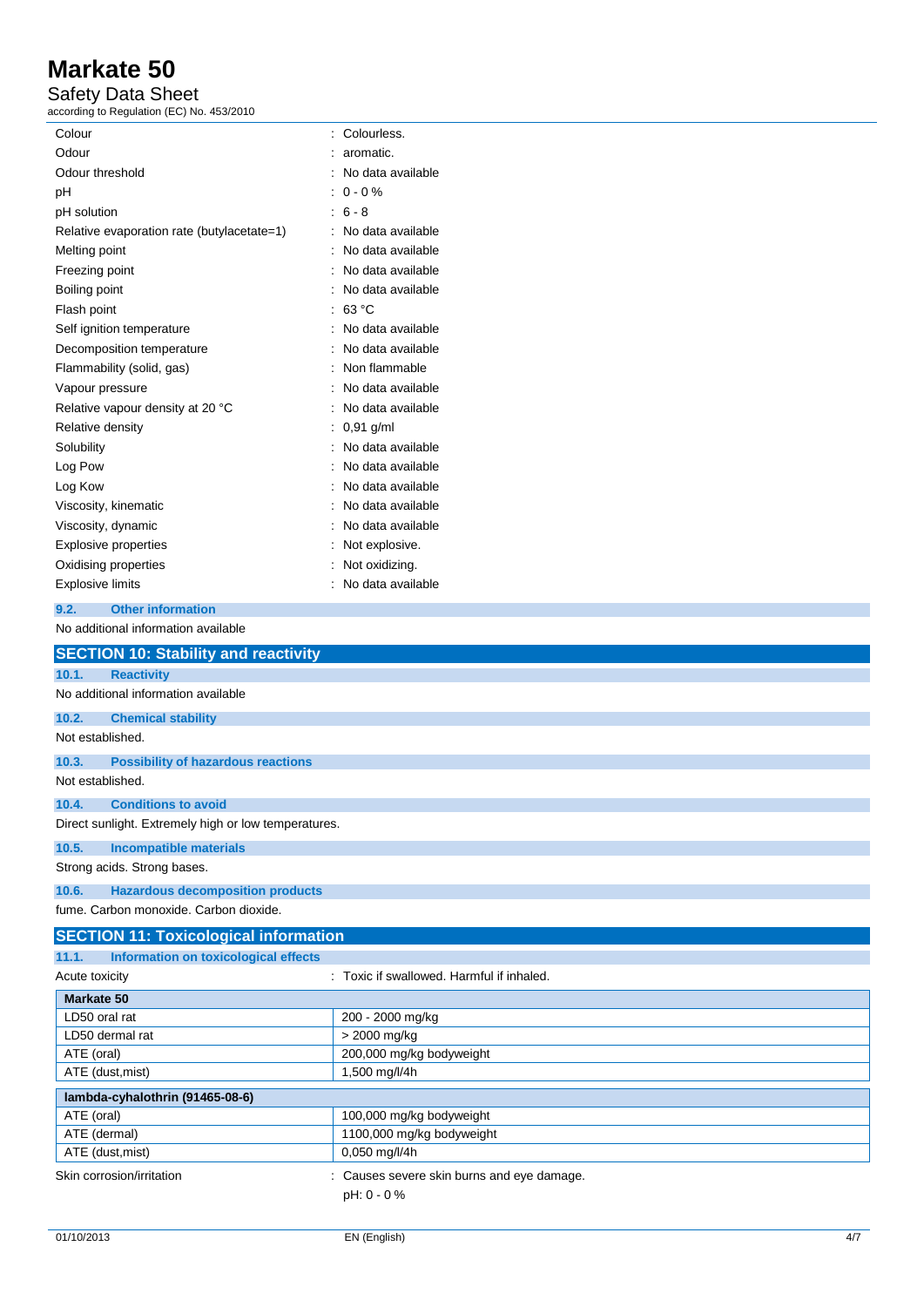| | |
|---|---|
| Colour | : Colourless. |
| Odour | : aromatic. |
| Odour threshold | : No data available |
| pH | : 0 - 0 % |
| pH solution | : 6 - 8 |
| Relative evaporation rate (butylacetate=1) | : No data available |
| Melting point | : No data available |
| Freezing point | : No data available |
| Boiling point | : No data available |
| Flash point | : 63 °C |
| Self ignition temperature | : No data available |
| Decomposition temperature | : No data available |
| Flammability (solid, gas) | : Non flammable |
| Vapour pressure | : No data available |
| Relative vapour density at 20 °C | : No data available |
| Relative density | : 0,91 g/ml |
| Solubility | : No data available |
| Log Pow | : No data available |
| Log Kow | : No data available |
| Viscosity, kinematic | : No data available |
| Viscosity, dynamic | : No data available |
| Explosive properties | : Not explosive. |
| Oxidising properties | : Not oxidizing. |
| Explosive limits | : No data available |

### 9.2. Other information

No additional information available

## SECTION 10: Stability and reactivity

### 10.1. Reactivity

No additional information available

### 10.2. Chemical stability

Not established.

### 10.3. Possibility of hazardous reactions

Not established.

### 10.4. Conditions to avoid

Direct sunlight. Extremely high or low temperatures.

### 10.5. Incompatible materials

Strong acids. Strong bases.

### 10.6. Hazardous decomposition products

fume. Carbon monoxide. Carbon dioxide.

## SECTION 11: Toxicological information

### 11.1. Information on toxicological effects

Acute toxicity : Toxic if swallowed. Harmful if inhaled.

| Markate 50 | |
|---|---|
| LD50 oral rat | 200 - 2000 mg/kg |
| LD50 dermal rat | > 2000 mg/kg |
| ATE (oral) | 200,000 mg/kg bodyweight |
| ATE (dust,mist) | 1,500 mg/l/4h |

| lambda-cyhalothrin (91465-08-6) | |
|---|---|
| ATE (oral) | 100,000 mg/kg bodyweight |
| ATE (dermal) | 1100,000 mg/kg bodyweight |
| ATE (dust,mist) | 0,050 mg/l/4h |

Skin corrosion/irritation : Causes severe skin burns and eye damage.

pH: 0 - 0 %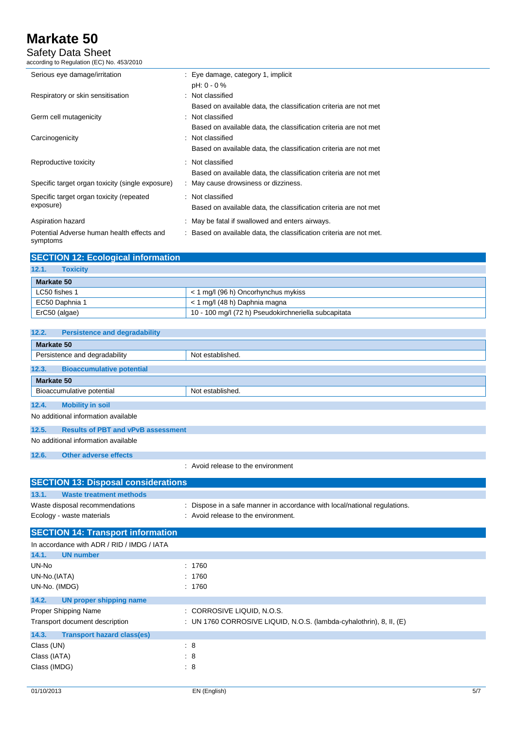| | |
|---|---|
| Serious eye damage/irritation | : Eye damage, category 1, implicit<br>pH: 0 - 0 % |
| Respiratory or skin sensitisation | : Not classified<br>Based on available data, the classification criteria are not met |
| Germ cell mutagenicity | : Not classified<br>Based on available data, the classification criteria are not met |
| Carcinogenicity | : Not classified<br>Based on available data, the classification criteria are not met |
| Reproductive toxicity | : Not classified<br>Based on available data, the classification criteria are not met |
| Specific target organ toxicity (single exposure) | : May cause drowsiness or dizziness. |
| Specific target organ toxicity (repeated exposure) | : Not classified<br>Based on available data, the classification criteria are not met |
| Aspiration hazard | : May be fatal if swallowed and enters airways. |
| Potential Adverse human health effects and symptoms | : Based on available data, the classification criteria are not met. |

## SECTION 12: Ecological information

### 12.1. Toxicity

| Markate 50 | |
|---|---|
| LC50 fishes 1 | < 1 mg/l (96 h) Oncorhynchus mykiss |
| EC50 Daphnia 1 | < 1 mg/l (48 h) Daphnia magna |
| ErC50 (algae) | 10 - 100 mg/l (72 h) Pseudokirchneriella subcapitata |

### 12.2. Persistence and degradability

| Markate 50 | |
|---|---|
| Persistence and degradability | Not established. |

### 12.3. Bioaccumulative potential

| Markate 50 | |
|---|---|
| Bioaccumulative potential | Not established. |

### 12.4. Mobility in soil

No additional information available

### 12.5. Results of PBT and vPvB assessment

No additional information available

### 12.6. Other adverse effects

: Avoid release to the environment

## SECTION 13: Disposal considerations

### 13.1. Waste treatment methods

| | |
|---|---|
| Waste disposal recommendations | : Dispose in a safe manner in accordance with local/national regulations. |
| Ecology - waste materials | : Avoid release to the environment. |

## SECTION 14: Transport information

In accordance with ADR / RID / IMDG / IATA

### 14.1. UN number

| | |
|---|---|
| UN-No | : 1760 |
| UN-No.(IATA) | : 1760 |
| UN-No. (IMDG) | : 1760 |

### 14.2. UN proper shipping name

| | |
|---|---|
| Proper Shipping Name | : CORROSIVE LIQUID, N.O.S. |
| Transport document description | : UN 1760 CORROSIVE LIQUID, N.O.S. (lambda-cyhalothrin), 8, II, (E) |

### 14.3. Transport hazard class(es)

| | |
|---|---|
| Class (UN) | : 8 |
| Class (IATA) | : 8 |
| Class (IMDG) | : 8 |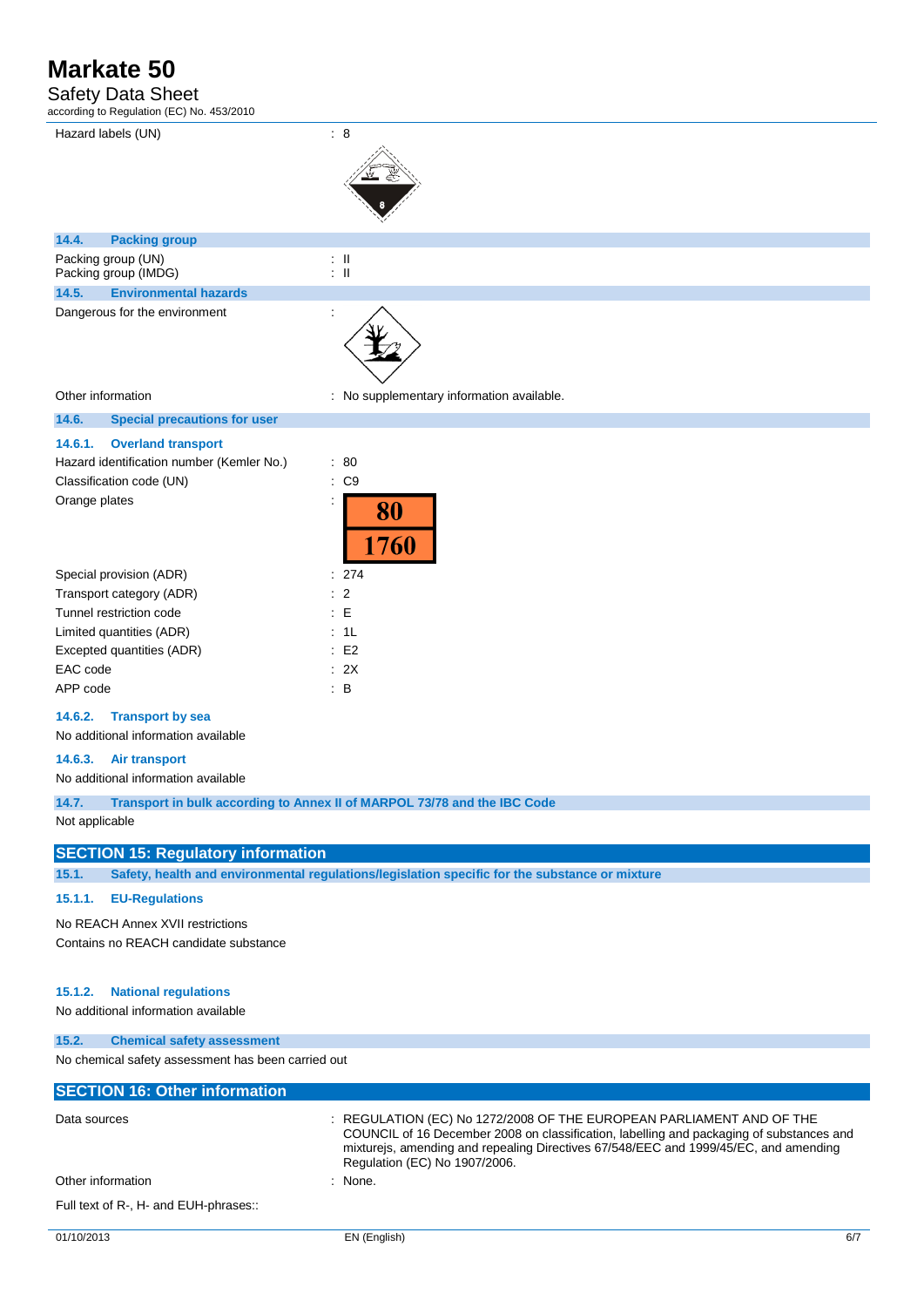| | |
|---|---|
| Hazard labels (UN) | : 8 |

### 14.4. Packing group

| | |
|---|---|
| Packing group (UN) | : II |
| Packing group (IMDG) | : II |

### 14.5. Environmental hazards

| | |
|---|---|
| Dangerous for the environment | : |
| Other information | : No supplementary information available. |

### 14.6. Special precautions for user

#### 14.6.1. Overland transport

| | |
|---|---|
| Hazard identification number (Kemler No.) | : 80 |
| Classification code (UN) | : C9 |
| Orange plates | : 80 / 1760 |
| Special provision (ADR) | : 274 |
| Transport category (ADR) | : 2 |
| Tunnel restriction code | : E |
| Limited quantities (ADR) | : 1L |
| Excepted quantities (ADR) | : E2 |
| EAC code | : 2X |
| APP code | : B |

#### 14.6.2. Transport by sea

No additional information available

#### 14.6.3. Air transport

No additional information available

### 14.7. Transport in bulk according to Annex II of MARPOL 73/78 and the IBC Code

Not applicable

## SECTION 15: Regulatory information

### 15.1. Safety, health and environmental regulations/legislation specific for the substance or mixture

#### 15.1.1. EU-Regulations

No REACH Annex XVII restrictions

Contains no REACH candidate substance

#### 15.1.2. National regulations

No additional information available

### 15.2. Chemical safety assessment

No chemical safety assessment has been carried out

## SECTION 16: Other information

| | |
|---|---|
| Data sources | : REGULATION (EC) No 1272/2008 OF THE EUROPEAN PARLIAMENT AND OF THE COUNCIL of 16 December 2008 on classification, labelling and packaging of substances and mixturejs, amending and repealing Directives 67/548/EEC and 1999/45/EC, and amending Regulation (EC) No 1907/2006. |
| Other information | : None. |

Full text of R-, H- and EUH-phrases::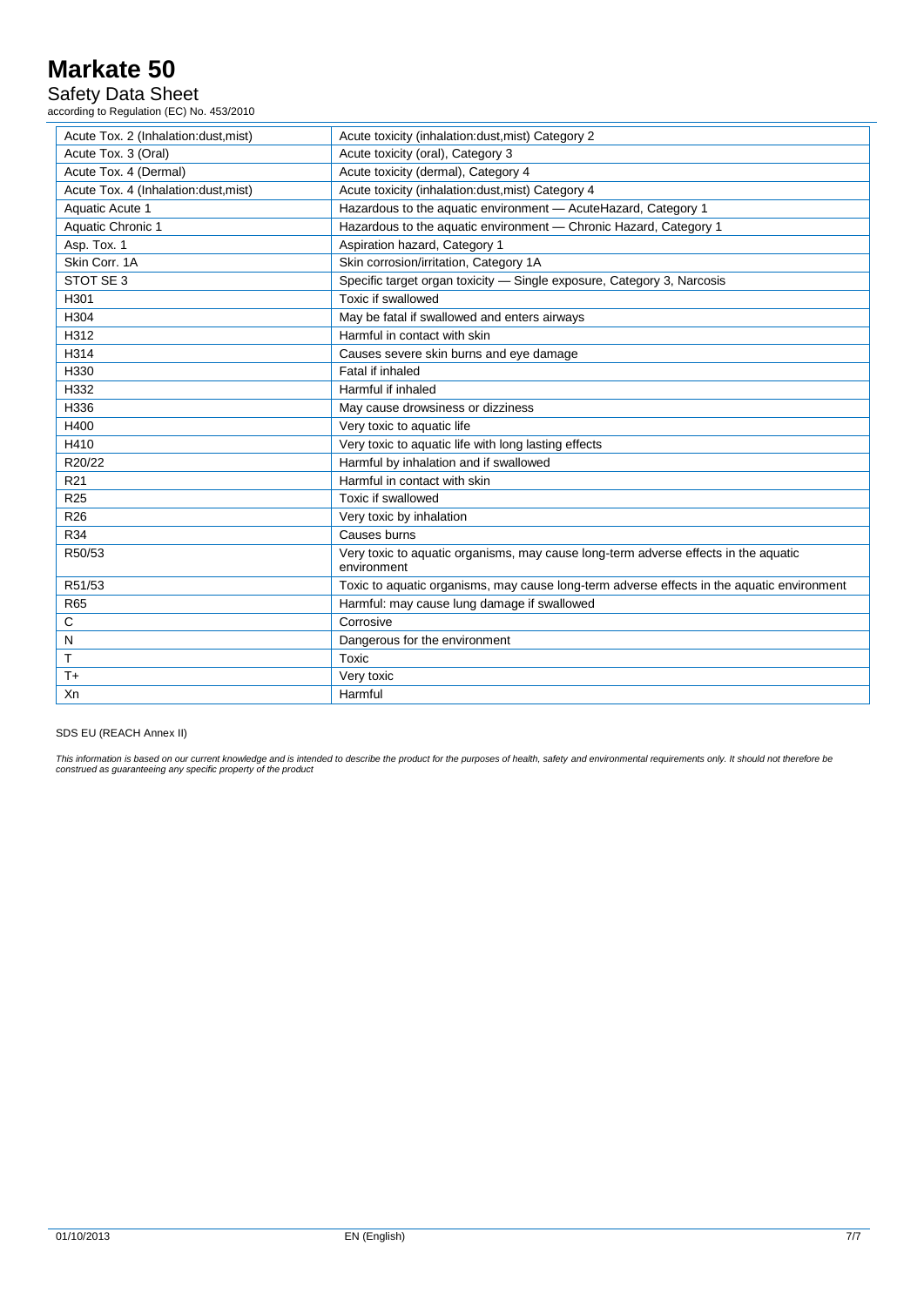| | |
|---|---|
| Acute Tox. 2 (Inhalation:dust,mist) | Acute toxicity (inhalation:dust,mist) Category 2 |
| Acute Tox. 3 (Oral) | Acute toxicity (oral), Category 3 |
| Acute Tox. 4 (Dermal) | Acute toxicity (dermal), Category 4 |
| Acute Tox. 4 (Inhalation:dust,mist) | Acute toxicity (inhalation:dust,mist) Category 4 |
| Aquatic Acute 1 | Hazardous to the aquatic environment — AcuteHazard, Category 1 |
| Aquatic Chronic 1 | Hazardous to the aquatic environment — Chronic Hazard, Category 1 |
| Asp. Tox. 1 | Aspiration hazard, Category 1 |
| Skin Corr. 1A | Skin corrosion/irritation, Category 1A |
| STOT SE 3 | Specific target organ toxicity — Single exposure, Category 3, Narcosis |
| H301 | Toxic if swallowed |
| H304 | May be fatal if swallowed and enters airways |
| H312 | Harmful in contact with skin |
| H314 | Causes severe skin burns and eye damage |
| H330 | Fatal if inhaled |
| H332 | Harmful if inhaled |
| H336 | May cause drowsiness or dizziness |
| H400 | Very toxic to aquatic life |
| H410 | Very toxic to aquatic life with long lasting effects |
| R20/22 | Harmful by inhalation and if swallowed |
| R21 | Harmful in contact with skin |
| R25 | Toxic if swallowed |
| R26 | Very toxic by inhalation |
| R34 | Causes burns |
| R50/53 | Very toxic to aquatic organisms, may cause long-term adverse effects in the aquatic environment |
| R51/53 | Toxic to aquatic organisms, may cause long-term adverse effects in the aquatic environment |
| R65 | Harmful: may cause lung damage if swallowed |
| C | Corrosive |
| N | Dangerous for the environment |
| T | Toxic |
| T+ | Very toxic |
| Xn | Harmful |

SDS EU (REACH Annex II)

*This information is based on our current knowledge and is intended to describe the product for the purposes of health, safety and environmental requirements only. It should not therefore be construed as guaranteeing any specific property of the product*